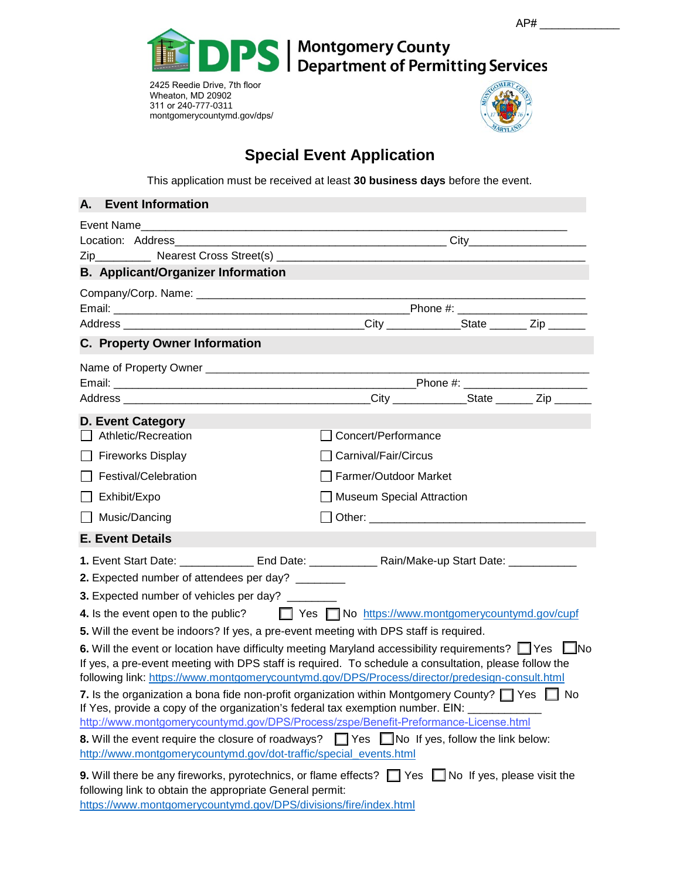AP# ____________

# DPS | Montgomery County Department of Permitting Services

2425 Reedie Drive, 7th floor
Wheaton, MD 20902
311 or 240-777-0311
montgomerycountymd.gov/dps/

## Special Event Application

This application must be received at least **30 business days** before the event.

### A. Event Information

Event Name________________________________________________________________

Location: Address__________________________________________ City__________________

Zip_________ Nearest Cross Street(s) ______________________________________________

### B. Applicant/Organizer Information

Company/Corp. Name: ______________________________________________________

Email: _____________________________________________Phone #: ____________________

Address _____________________________________City ___________State ______ Zip ______

### C. Property Owner Information

Name of Property Owner ______________________________________________________

Email: _______________________________________________Phone #: ___________________

Address ______________________________________City ___________State ______ Zip ______

### D. Event Category

- ☐ Athletic/Recreation
- ☐ Concert/Performance
- ☐ Fireworks Display
- ☐ Carnival/Fair/Circus
- ☐ Festival/Celebration
- ☐ Farmer/Outdoor Market
- ☐ Exhibit/Expo
- ☐ Museum Special Attraction
- ☐ Music/Dancing
- ☐ Other: _________________________________

### E. Event Details

**1.** Event Start Date: ___________ End Date: ___________ Rain/Make-up Start Date: ___________

**2.** Expected number of attendees per day? ________

**3.** Expected number of vehicles per day? ________

**4.** Is the event open to the public? ☐ Yes ☐ No https://www.montgomerycountymd.gov/cupf

**5.** Will the event be indoors? If yes, a pre-event meeting with DPS staff is required.

**6.** Will the event or location have difficulty meeting Maryland accessibility requirements? ☐ Yes ☐ No
If yes, a pre-event meeting with DPS staff is required. To schedule a consultation, please follow the following link: https://www.montgomerycountymd.gov/DPS/Process/director/predesign-consult.html

**7.** Is the organization a bona fide non-profit organization within Montgomery County? ☐ Yes ☐ No
If Yes, provide a copy of the organization's federal tax exemption number. EIN: ___________
http://www.montgomerycountymd.gov/DPS/Process/zspe/Benefit-Preformance-License.html

**8.** Will the event require the closure of roadways? ☐ Yes ☐ No If yes, follow the link below:
http://www.montgomerycountymd.gov/dot-traffic/special_events.html

**9.** Will there be any fireworks, pyrotechnics, or flame effects? ☐ Yes ☐ No If yes, please visit the following link to obtain the appropriate General permit:
https://www.montgomerycountymd.gov/DPS/divisions/fire/index.html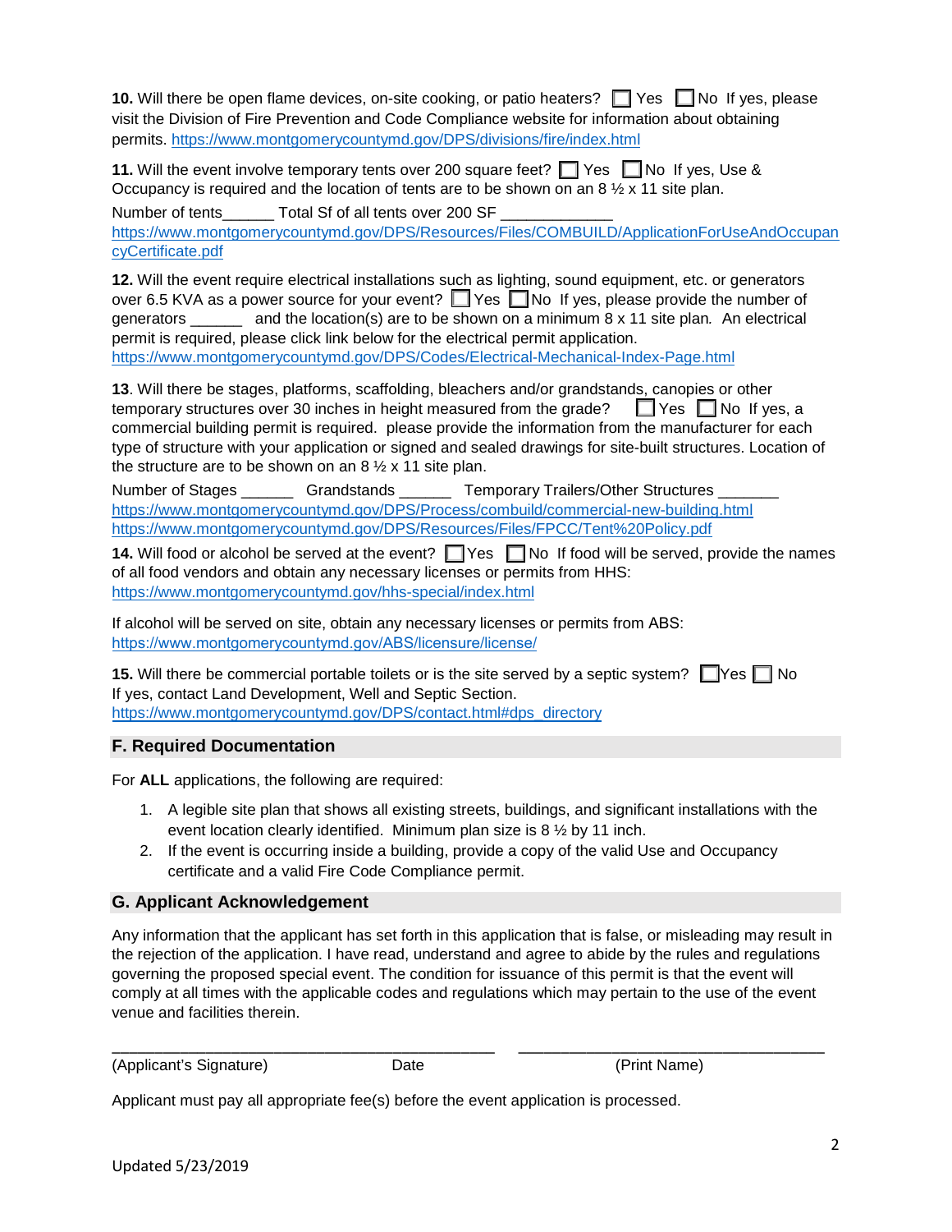**10.** Will there be open flame devices, on-site cooking, or patio heaters? ☐ Yes ☐ No If yes, please visit the Division of Fire Prevention and Code Compliance website for information about obtaining permits. https://www.montgomerycountymd.gov/DPS/divisions/fire/index.html

**11.** Will the event involve temporary tents over 200 square feet? ☐ Yes ☐ No If yes, Use & Occupancy is required and the location of tents are to be shown on an 8 ½ x 11 site plan.

Number of tents______ Total Sf of all tents over 200 SF _____________

https://www.montgomerycountymd.gov/DPS/Resources/Files/COMBUILD/ApplicationForUseAndOccupancyCertificate.pdf

**12.** Will the event require electrical installations such as lighting, sound equipment, etc. or generators over 6.5 KVA as a power source for your event? ☐ Yes ☐ No If yes, please provide the number of generators ______ and the location(s) are to be shown on a minimum 8 x 11 site plan*.* An electrical permit is required, please click link below for the electrical permit application. https://www.montgomerycountymd.gov/DPS/Codes/Electrical-Mechanical-Index-Page.html

**13**. Will there be stages, platforms, scaffolding, bleachers and/or grandstands, canopies or other temporary structures over 30 inches in height measured from the grade? ☐ Yes ☐ No If yes, a commercial building permit is required. please provide the information from the manufacturer for each type of structure with your application or signed and sealed drawings for site-built structures. Location of the structure are to be shown on an 8 ½ x 11 site plan.

Number of Stages ______ Grandstands ______ Temporary Trailers/Other Structures _______

https://www.montgomerycountymd.gov/DPS/Process/combuild/commercial-new-building.html

https://www.montgomerycountymd.gov/DPS/Resources/Files/FPCC/Tent%20Policy.pdf

**14.** Will food or alcohol be served at the event? ☐ Yes ☐ No If food will be served, provide the names of all food vendors and obtain any necessary licenses or permits from HHS: https://www.montgomerycountymd.gov/hhs-special/index.html

If alcohol will be served on site, obtain any necessary licenses or permits from ABS: https://www.montgomerycountymd.gov/ABS/licensure/license/

**15.** Will there be commercial portable toilets or is the site served by a septic system? ☐ Yes ☐ No If yes, contact Land Development, Well and Septic Section. https://www.montgomerycountymd.gov/DPS/contact.html#dps_directory

## F. Required Documentation

For **ALL** applications, the following are required:

1. A legible site plan that shows all existing streets, buildings, and significant installations with the event location clearly identified. Minimum plan size is 8 ½ by 11 inch.
2. If the event is occurring inside a building, provide a copy of the valid Use and Occupancy certificate and a valid Fire Code Compliance permit.

## G. Applicant Acknowledgement

Any information that the applicant has set forth in this application that is false, or misleading may result in the rejection of the application. I have read, understand and agree to abide by the rules and regulations governing the proposed special event. The condition for issuance of this permit is that the event will comply at all times with the applicable codes and regulations which may pertain to the use of the event venue and facilities therein.

_____________________________________________ ____________________________________

(Applicant's Signature) Date (Print Name)

Applicant must pay all appropriate fee(s) before the event application is processed.

Updated 5/23/2019